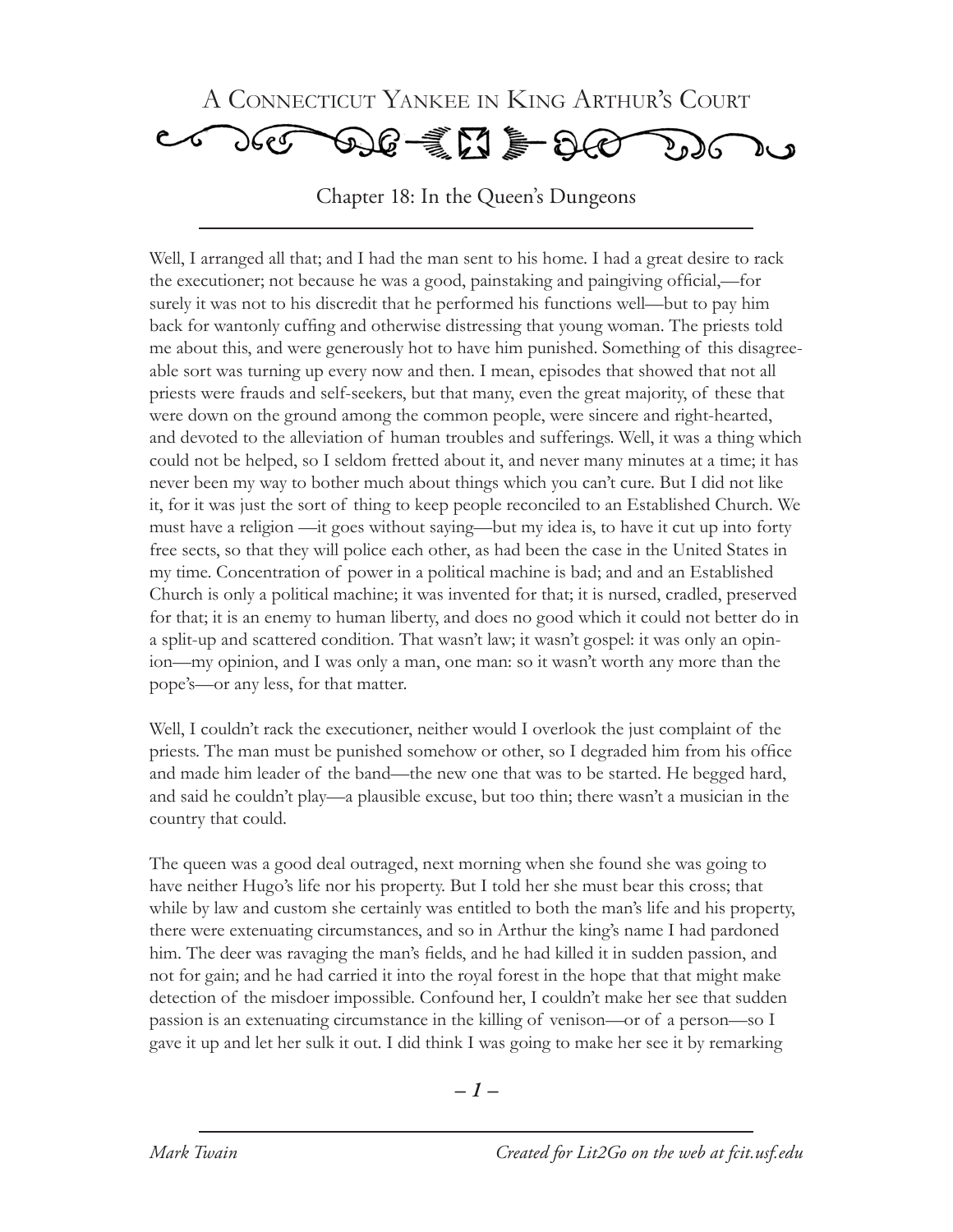# A Connecticut Yankee in King Arthur's Court

## Chapter 18: In the Queen's Dungeons

Well, I arranged all that; and I had the man sent to his home. I had a great desire to rack the executioner; not because he was a good, painstaking and paingiving official,—for surely it was not to his discredit that he performed his functions well—but to pay him back for wantonly cuffing and otherwise distressing that young woman. The priests told me about this, and were generously hot to have him punished. Something of this disagreeable sort was turning up every now and then. I mean, episodes that showed that not all priests were frauds and self-seekers, but that many, even the great majority, of these that were down on the ground among the common people, were sincere and right-hearted, and devoted to the alleviation of human troubles and sufferings. Well, it was a thing which could not be helped, so I seldom fretted about it, and never many minutes at a time; it has never been my way to bother much about things which you can't cure. But I did not like it, for it was just the sort of thing to keep people reconciled to an Established Church. We must have a religion —it goes without saying—but my idea is, to have it cut up into forty free sects, so that they will police each other, as had been the case in the United States in my time. Concentration of power in a political machine is bad; and and an Established Church is only a political machine; it was invented for that; it is nursed, cradled, preserved for that; it is an enemy to human liberty, and does no good which it could not better do in a split-up and scattered condition. That wasn't law; it wasn't gospel: it was only an opinion—my opinion, and I was only a man, one man: so it wasn't worth any more than the pope's—or any less, for that matter.

Well, I couldn't rack the executioner, neither would I overlook the just complaint of the priests. The man must be punished somehow or other, so I degraded him from his office and made him leader of the band—the new one that was to be started. He begged hard, and said he couldn't play—a plausible excuse, but too thin; there wasn't a musician in the country that could.

The queen was a good deal outraged, next morning when she found she was going to have neither Hugo's life nor his property. But I told her she must bear this cross; that while by law and custom she certainly was entitled to both the man's life and his property, there were extenuating circumstances, and so in Arthur the king's name I had pardoned him. The deer was ravaging the man's fields, and he had killed it in sudden passion, and not for gain; and he had carried it into the royal forest in the hope that that might make detection of the misdoer impossible. Confound her, I couldn't make her see that sudden passion is an extenuating circumstance in the killing of venison—or of a person—so I gave it up and let her sulk it out. I did think I was going to make her see it by remarking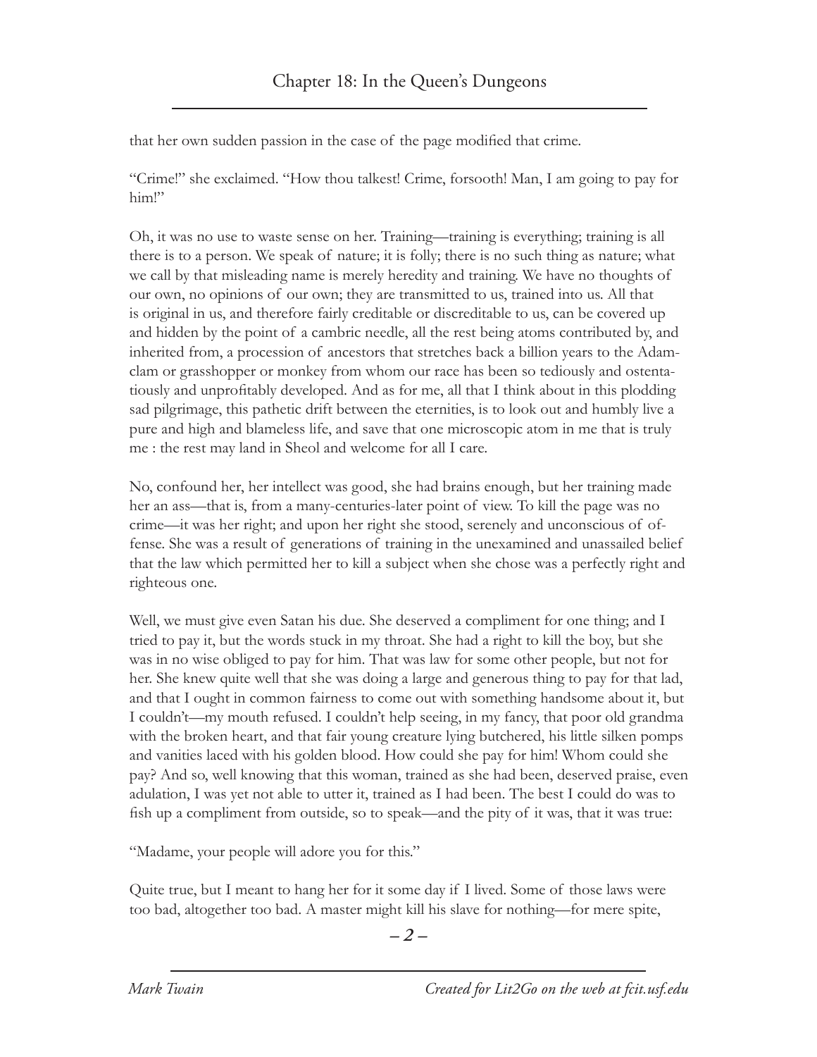that her own sudden passion in the case of the page modified that crime.

"Crime!" she exclaimed. "How thou talkest! Crime, forsooth! Man, I am going to pay for him!"

Oh, it was no use to waste sense on her. Training—training is everything; training is all there is to a person. We speak of nature; it is folly; there is no such thing as nature; what we call by that misleading name is merely heredity and training. We have no thoughts of our own, no opinions of our own; they are transmitted to us, trained into us. All that is original in us, and therefore fairly creditable or discreditable to us, can be covered up and hidden by the point of a cambric needle, all the rest being atoms contributed by, and inherited from, a procession of ancestors that stretches back a billion years to the Adam-clam or grasshopper or monkey from whom our race has been so tediously and ostentatiously and unprofitably developed. And as for me, all that I think about in this plodding sad pilgrimage, this pathetic drift between the eternities, is to look out and humbly live a pure and high and blameless life, and save that one microscopic atom in me that is truly me : the rest may land in Sheol and welcome for all I care.

No, confound her, her intellect was good, she had brains enough, but her training made her an ass—that is, from a many-centuries-later point of view. To kill the page was no crime—it was her right; and upon her right she stood, serenely and unconscious of offense. She was a result of generations of training in the unexamined and unassailed belief that the law which permitted her to kill a subject when she chose was a perfectly right and righteous one.

Well, we must give even Satan his due. She deserved a compliment for one thing; and I tried to pay it, but the words stuck in my throat. She had a right to kill the boy, but she was in no wise obliged to pay for him. That was law for some other people, but not for her. She knew quite well that she was doing a large and generous thing to pay for that lad, and that I ought in common fairness to come out with something handsome about it, but I couldn't—my mouth refused. I couldn't help seeing, in my fancy, that poor old grandma with the broken heart, and that fair young creature lying butchered, his little silken pomps and vanities laced with his golden blood. How could she pay for him! Whom could she pay? And so, well knowing that this woman, trained as she had been, deserved praise, even adulation, I was yet not able to utter it, trained as I had been. The best I could do was to fish up a compliment from outside, so to speak—and the pity of it was, that it was true:

"Madame, your people will adore you for this."

Quite true, but I meant to hang her for it some day if I lived. Some of those laws were too bad, altogether too bad. A master might kill his slave for nothing—for mere spite,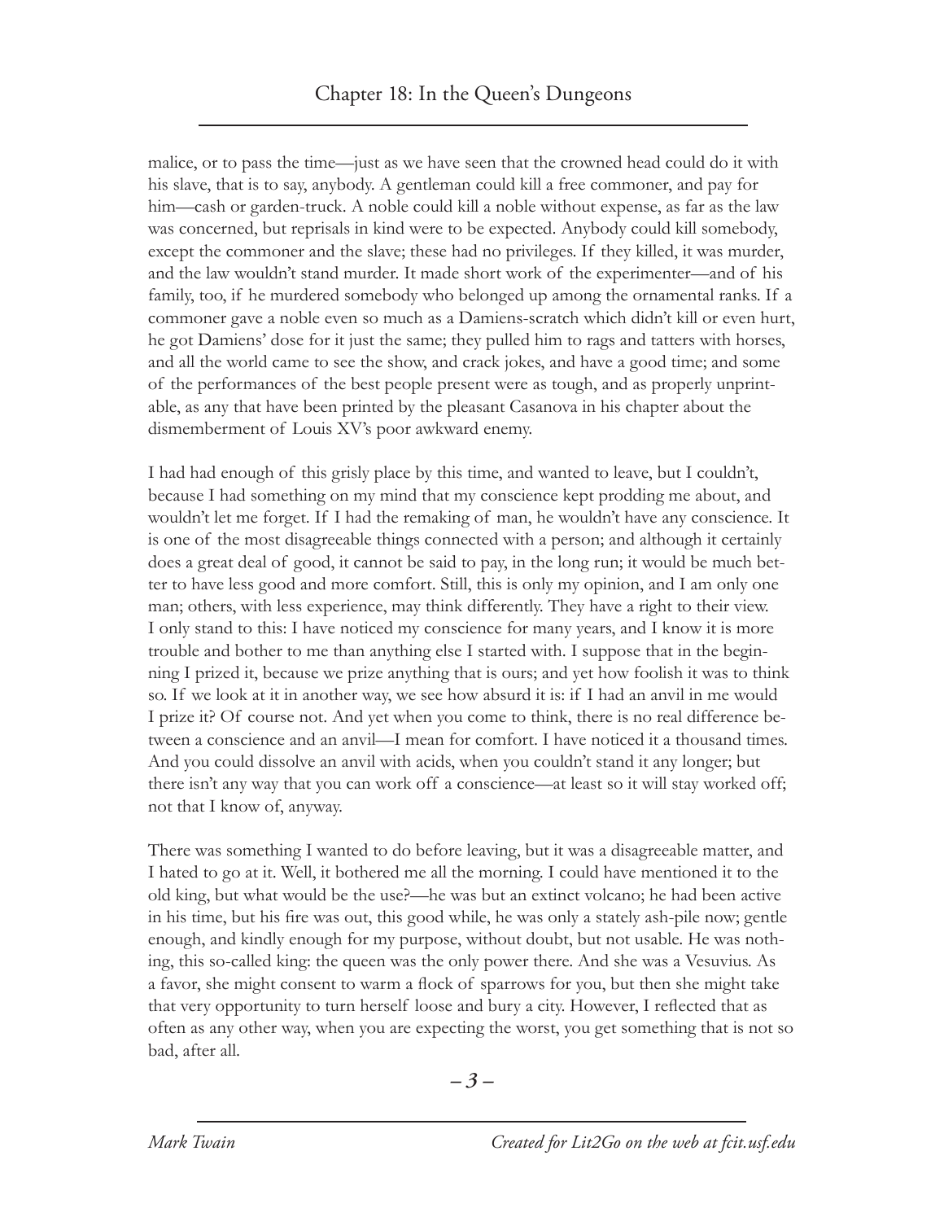malice, or to pass the time—just as we have seen that the crowned head could do it with his slave, that is to say, anybody. A gentleman could kill a free commoner, and pay for him—cash or garden-truck. A noble could kill a noble without expense, as far as the law was concerned, but reprisals in kind were to be expected. Anybody could kill somebody, except the commoner and the slave; these had no privileges. If they killed, it was murder, and the law wouldn't stand murder. It made short work of the experimenter—and of his family, too, if he murdered somebody who belonged up among the ornamental ranks. If a commoner gave a noble even so much as a Damiens-scratch which didn't kill or even hurt, he got Damiens' dose for it just the same; they pulled him to rags and tatters with horses, and all the world came to see the show, and crack jokes, and have a good time; and some of the performances of the best people present were as tough, and as properly unprintable, as any that have been printed by the pleasant Casanova in his chapter about the dismemberment of Louis XV's poor awkward enemy.

I had had enough of this grisly place by this time, and wanted to leave, but I couldn't, because I had something on my mind that my conscience kept prodding me about, and wouldn't let me forget. If I had the remaking of man, he wouldn't have any conscience. It is one of the most disagreeable things connected with a person; and although it certainly does a great deal of good, it cannot be said to pay, in the long run; it would be much better to have less good and more comfort. Still, this is only my opinion, and I am only one man; others, with less experience, may think differently. They have a right to their view. I only stand to this: I have noticed my conscience for many years, and I know it is more trouble and bother to me than anything else I started with. I suppose that in the beginning I prized it, because we prize anything that is ours; and yet how foolish it was to think so. If we look at it in another way, we see how absurd it is: if I had an anvil in me would I prize it? Of course not. And yet when you come to think, there is no real difference between a conscience and an anvil—I mean for comfort. I have noticed it a thousand times. And you could dissolve an anvil with acids, when you couldn't stand it any longer; but there isn't any way that you can work off a conscience—at least so it will stay worked off; not that I know of, anyway.

There was something I wanted to do before leaving, but it was a disagreeable matter, and I hated to go at it. Well, it bothered me all the morning. I could have mentioned it to the old king, but what would be the use?—he was but an extinct volcano; he had been active in his time, but his fire was out, this good while, he was only a stately ash-pile now; gentle enough, and kindly enough for my purpose, without doubt, but not usable. He was nothing, this so-called king: the queen was the only power there. And she was a Vesuvius. As a favor, she might consent to warm a flock of sparrows for you, but then she might take that very opportunity to turn herself loose and bury a city. However, I reflected that as often as any other way, when you are expecting the worst, you get something that is not so bad, after all.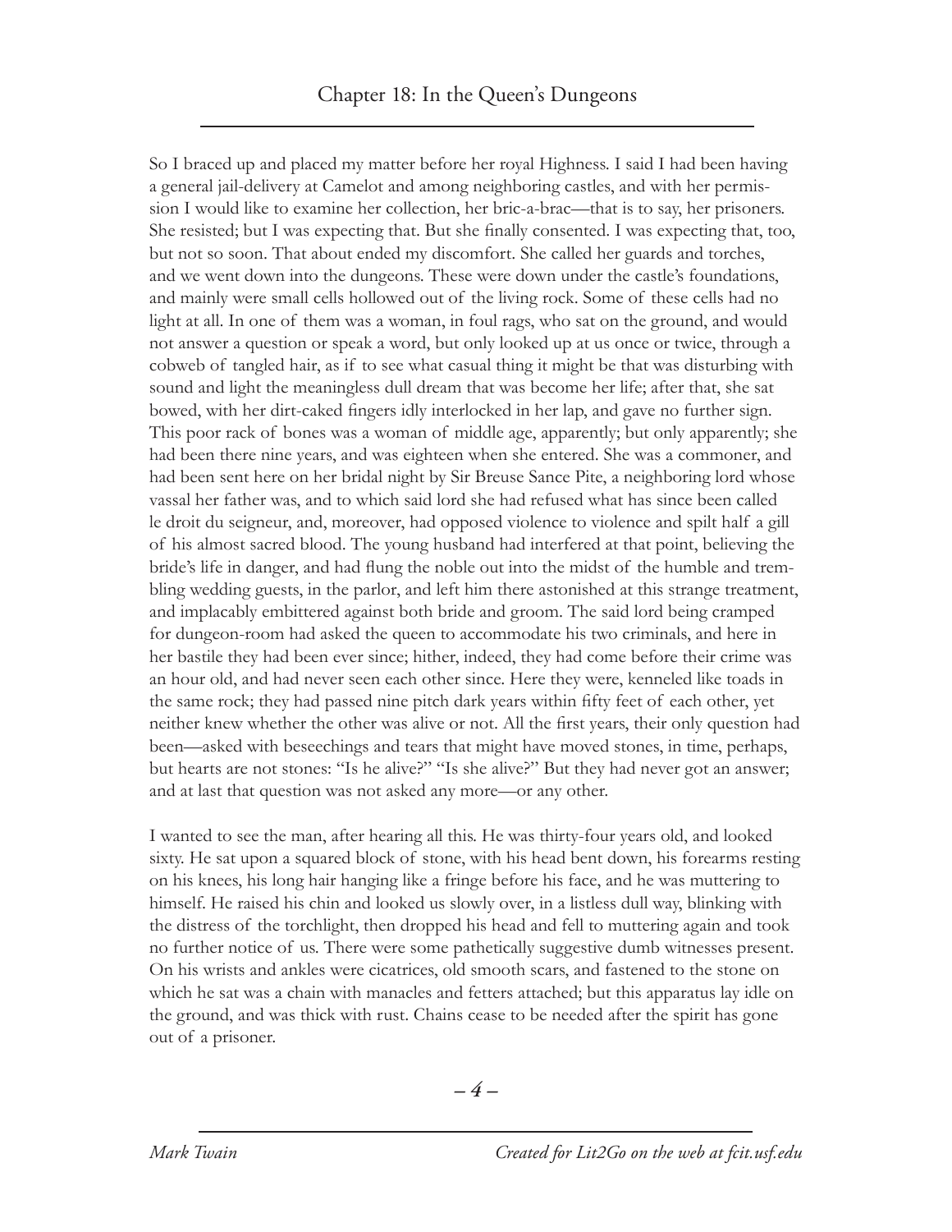## Chapter 18: In the Queen's Dungeons

So I braced up and placed my matter before her royal Highness. I said I had been having a general jail-delivery at Camelot and among neighboring castles, and with her permission I would like to examine her collection, her bric-a-brac—that is to say, her prisoners. She resisted; but I was expecting that. But she finally consented. I was expecting that, too, but not so soon. That about ended my discomfort. She called her guards and torches, and we went down into the dungeons. These were down under the castle's foundations, and mainly were small cells hollowed out of the living rock. Some of these cells had no light at all. In one of them was a woman, in foul rags, who sat on the ground, and would not answer a question or speak a word, but only looked up at us once or twice, through a cobweb of tangled hair, as if to see what casual thing it might be that was disturbing with sound and light the meaningless dull dream that was become her life; after that, she sat bowed, with her dirt-caked fingers idly interlocked in her lap, and gave no further sign. This poor rack of bones was a woman of middle age, apparently; but only apparently; she had been there nine years, and was eighteen when she entered. She was a commoner, and had been sent here on her bridal night by Sir Breuse Sance Pite, a neighboring lord whose vassal her father was, and to which said lord she had refused what has since been called le droit du seigneur, and, moreover, had opposed violence to violence and spilt half a gill of his almost sacred blood. The young husband had interfered at that point, believing the bride's life in danger, and had flung the noble out into the midst of the humble and trembling wedding guests, in the parlor, and left him there astonished at this strange treatment, and implacably embittered against both bride and groom. The said lord being cramped for dungeon-room had asked the queen to accommodate his two criminals, and here in her bastile they had been ever since; hither, indeed, they had come before their crime was an hour old, and had never seen each other since. Here they were, kenneled like toads in the same rock; they had passed nine pitch dark years within fifty feet of each other, yet neither knew whether the other was alive or not. All the first years, their only question had been—asked with beseechings and tears that might have moved stones, in time, perhaps, but hearts are not stones: "Is he alive?" "Is she alive?" But they had never got an answer; and at last that question was not asked any more—or any other.

I wanted to see the man, after hearing all this. He was thirty-four years old, and looked sixty. He sat upon a squared block of stone, with his head bent down, his forearms resting on his knees, his long hair hanging like a fringe before his face, and he was muttering to himself. He raised his chin and looked us slowly over, in a listless dull way, blinking with the distress of the torchlight, then dropped his head and fell to muttering again and took no further notice of us. There were some pathetically suggestive dumb witnesses present. On his wrists and ankles were cicatrices, old smooth scars, and fastened to the stone on which he sat was a chain with manacles and fetters attached; but this apparatus lay idle on the ground, and was thick with rust. Chains cease to be needed after the spirit has gone out of a prisoner.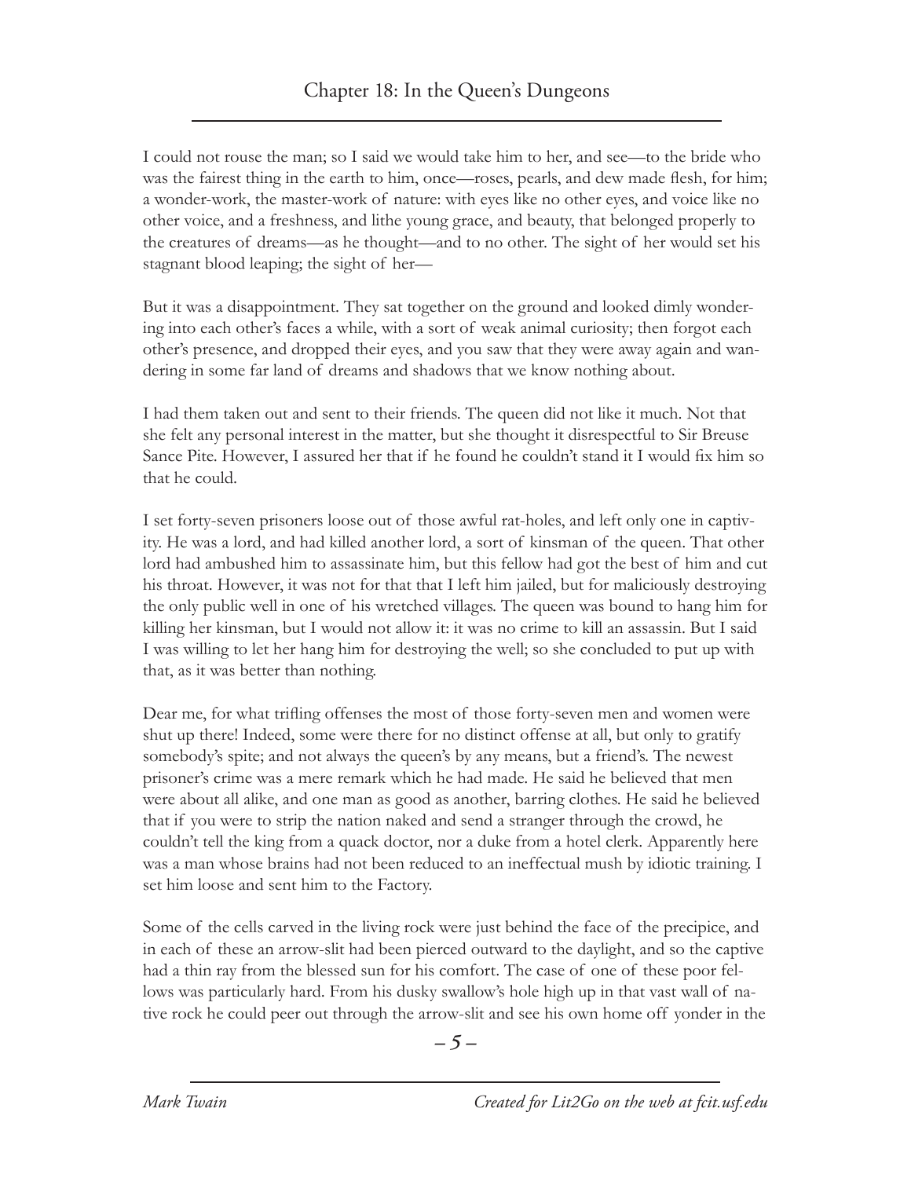## Chapter 18: In the Queen's Dungeons

I could not rouse the man; so I said we would take him to her, and see—to the bride who was the fairest thing in the earth to him, once—roses, pearls, and dew made flesh, for him; a wonder-work, the master-work of nature: with eyes like no other eyes, and voice like no other voice, and a freshness, and lithe young grace, and beauty, that belonged properly to the creatures of dreams—as he thought—and to no other. The sight of her would set his stagnant blood leaping; the sight of her—

But it was a disappointment. They sat together on the ground and looked dimly wondering into each other's faces a while, with a sort of weak animal curiosity; then forgot each other's presence, and dropped their eyes, and you saw that they were away again and wandering in some far land of dreams and shadows that we know nothing about.

I had them taken out and sent to their friends. The queen did not like it much. Not that she felt any personal interest in the matter, but she thought it disrespectful to Sir Breuse Sance Pite. However, I assured her that if he found he couldn't stand it I would fix him so that he could.

I set forty-seven prisoners loose out of those awful rat-holes, and left only one in captivity. He was a lord, and had killed another lord, a sort of kinsman of the queen. That other lord had ambushed him to assassinate him, but this fellow had got the best of him and cut his throat. However, it was not for that that I left him jailed, but for maliciously destroying the only public well in one of his wretched villages. The queen was bound to hang him for killing her kinsman, but I would not allow it: it was no crime to kill an assassin. But I said I was willing to let her hang him for destroying the well; so she concluded to put up with that, as it was better than nothing.

Dear me, for what trifling offenses the most of those forty-seven men and women were shut up there! Indeed, some were there for no distinct offense at all, but only to gratify somebody's spite; and not always the queen's by any means, but a friend's. The newest prisoner's crime was a mere remark which he had made. He said he believed that men were about all alike, and one man as good as another, barring clothes. He said he believed that if you were to strip the nation naked and send a stranger through the crowd, he couldn't tell the king from a quack doctor, nor a duke from a hotel clerk. Apparently here was a man whose brains had not been reduced to an ineffectual mush by idiotic training. I set him loose and sent him to the Factory.

Some of the cells carved in the living rock were just behind the face of the precipice, and in each of these an arrow-slit had been pierced outward to the daylight, and so the captive had a thin ray from the blessed sun for his comfort. The case of one of these poor fellows was particularly hard. From his dusky swallow's hole high up in that vast wall of native rock he could peer out through the arrow-slit and see his own home off yonder in the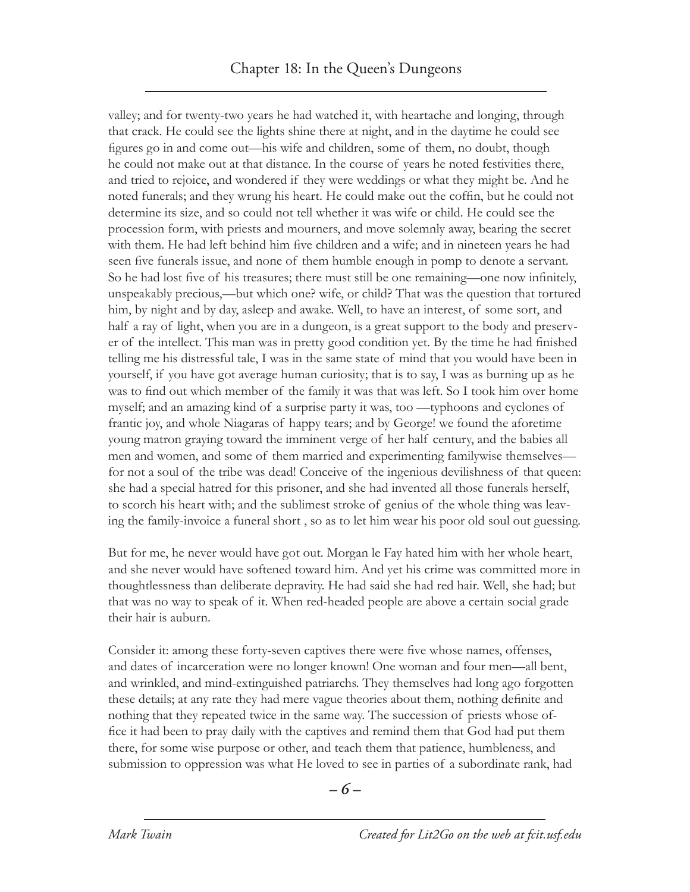valley; and for twenty-two years he had watched it, with heartache and longing, through that crack. He could see the lights shine there at night, and in the daytime he could see figures go in and come out—his wife and children, some of them, no doubt, though he could not make out at that distance. In the course of years he noted festivities there, and tried to rejoice, and wondered if they were weddings or what they might be. And he noted funerals; and they wrung his heart. He could make out the coffin, but he could not determine its size, and so could not tell whether it was wife or child. He could see the procession form, with priests and mourners, and move solemnly away, bearing the secret with them. He had left behind him five children and a wife; and in nineteen years he had seen five funerals issue, and none of them humble enough in pomp to denote a servant. So he had lost five of his treasures; there must still be one remaining—one now infinitely, unspeakably precious,—but which one? wife, or child? That was the question that tortured him, by night and by day, asleep and awake. Well, to have an interest, of some sort, and half a ray of light, when you are in a dungeon, is a great support to the body and preserver of the intellect. This man was in pretty good condition yet. By the time he had finished telling me his distressful tale, I was in the same state of mind that you would have been in yourself, if you have got average human curiosity; that is to say, I was as burning up as he was to find out which member of the family it was that was left. So I took him over home myself; and an amazing kind of a surprise party it was, too —typhoons and cyclones of frantic joy, and whole Niagaras of happy tears; and by George! we found the aforetime young matron graying toward the imminent verge of her half century, and the babies all men and women, and some of them married and experimenting familywise themselves—for not a soul of the tribe was dead! Conceive of the ingenious devilishness of that queen: she had a special hatred for this prisoner, and she had invented all those funerals herself, to scorch his heart with; and the sublimest stroke of genius of the whole thing was leaving the family-invoice a funeral short , so as to let him wear his poor old soul out guessing.

But for me, he never would have got out. Morgan le Fay hated him with her whole heart, and she never would have softened toward him. And yet his crime was committed more in thoughtlessness than deliberate depravity. He had said she had red hair. Well, she had; but that was no way to speak of it. When red-headed people are above a certain social grade their hair is auburn.

Consider it: among these forty-seven captives there were five whose names, offenses, and dates of incarceration were no longer known! One woman and four men—all bent, and wrinkled, and mind-extinguished patriarchs. They themselves had long ago forgotten these details; at any rate they had mere vague theories about them, nothing definite and nothing that they repeated twice in the same way. The succession of priests whose office it had been to pray daily with the captives and remind them that God had put them there, for some wise purpose or other, and teach them that patience, humbleness, and submission to oppression was what He loved to see in parties of a subordinate rank, had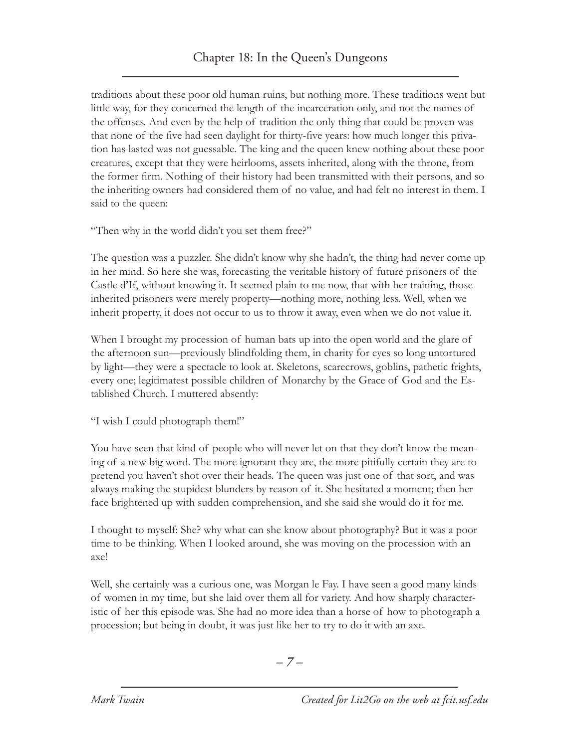traditions about these poor old human ruins, but nothing more. These traditions went but little way, for they concerned the length of the incarceration only, and not the names of the offenses. And even by the help of tradition the only thing that could be proven was that none of the five had seen daylight for thirty-five years: how much longer this privation has lasted was not guessable. The king and the queen knew nothing about these poor creatures, except that they were heirlooms, assets inherited, along with the throne, from the former firm. Nothing of their history had been transmitted with their persons, and so the inheriting owners had considered them of no value, and had felt no interest in them. I said to the queen:

"Then why in the world didn't you set them free?"

The question was a puzzler. She didn't know why she hadn't, the thing had never come up in her mind. So here she was, forecasting the veritable history of future prisoners of the Castle d'If, without knowing it. It seemed plain to me now, that with her training, those inherited prisoners were merely property—nothing more, nothing less. Well, when we inherit property, it does not occur to us to throw it away, even when we do not value it.

When I brought my procession of human bats up into the open world and the glare of the afternoon sun—previously blindfolding them, in charity for eyes so long untortured by light—they were a spectacle to look at. Skeletons, scarecrows, goblins, pathetic frights, every one; legitimatest possible children of Monarchy by the Grace of God and the Established Church. I muttered absently:

"I wish I could photograph them!"

You have seen that kind of people who will never let on that they don't know the meaning of a new big word. The more ignorant they are, the more pitifully certain they are to pretend you haven't shot over their heads. The queen was just one of that sort, and was always making the stupidest blunders by reason of it. She hesitated a moment; then her face brightened up with sudden comprehension, and she said she would do it for me.

I thought to myself: She? why what can she know about photography? But it was a poor time to be thinking. When I looked around, she was moving on the procession with an axe!

Well, she certainly was a curious one, was Morgan le Fay. I have seen a good many kinds of women in my time, but she laid over them all for variety. And how sharply characteristic of her this episode was. She had no more idea than a horse of how to photograph a procession; but being in doubt, it was just like her to try to do it with an axe.